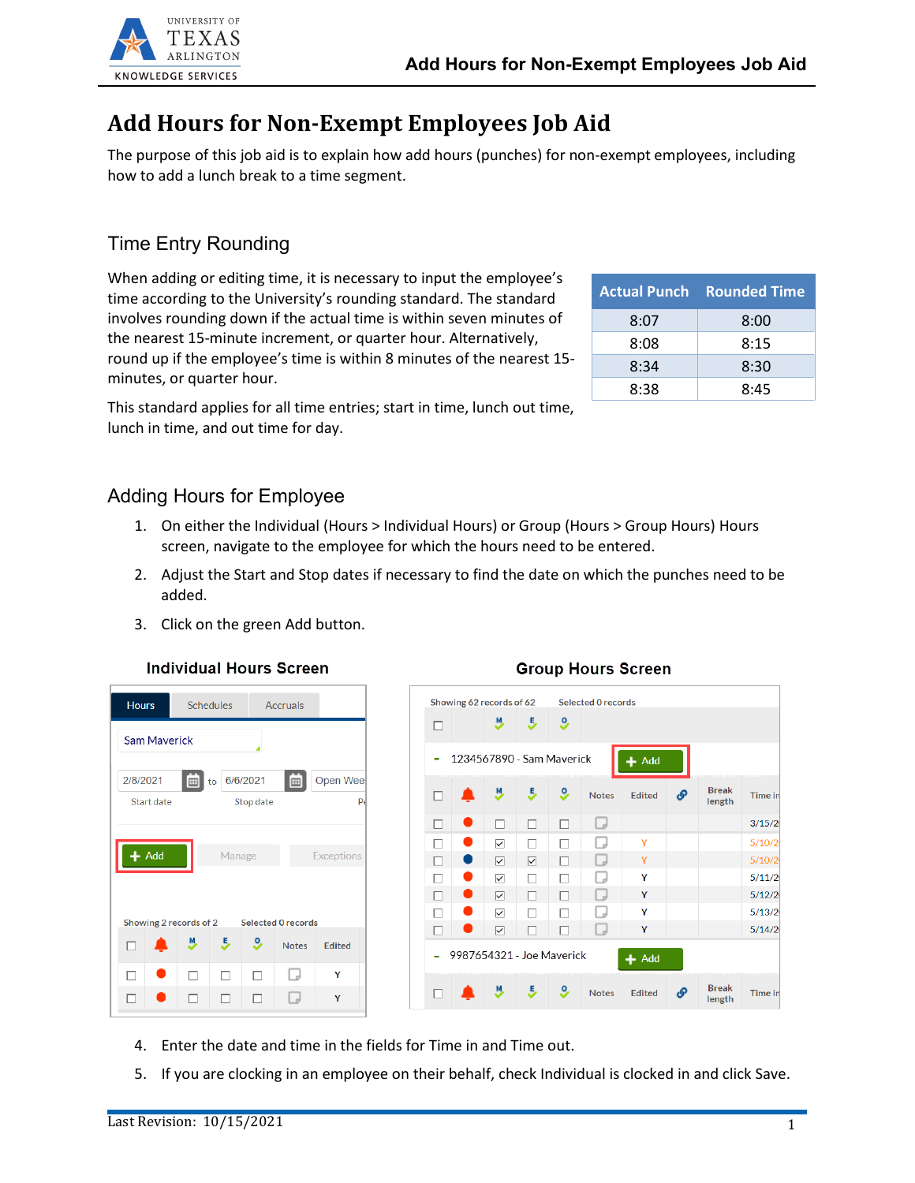# Add Hours for Non-Exempt Employees Job Aid

The purpose of this job aid is to explain how add hours (punches) for non-exempt employees, including how to add a lunch break to a time segment.

## Time Entry Rounding

When adding or editing time, it is necessary to input the employee's time according to the University's rounding standard. The standard involves rounding down if the actual time is within seven minutes of the nearest 15-minute increment, or quarter hour. Alternatively, round up if the employee's time is within 8 minutes of the nearest 15-minutes, or quarter hour.

| Actual Punch | Rounded Time |
|---|---|
| 8:07 | 8:00 |
| 8:08 | 8:15 |
| 8:34 | 8:30 |
| 8:38 | 8:45 |

This standard applies for all time entries; start in time, lunch out time, lunch in time, and out time for day.

## Adding Hours for Employee

1. On either the Individual (Hours > Individual Hours) or Group (Hours > Group Hours) Hours screen, navigate to the employee for which the hours need to be entered.
2. Adjust the Start and Stop dates if necessary to find the date on which the punches need to be added.
3. Click on the green Add button.

**Individual Hours Screen** **Group Hours Screen**

4. Enter the date and time in the fields for Time in and Time out.
5. If you are clocking in an employee on their behalf, check Individual is clocked in and click Save.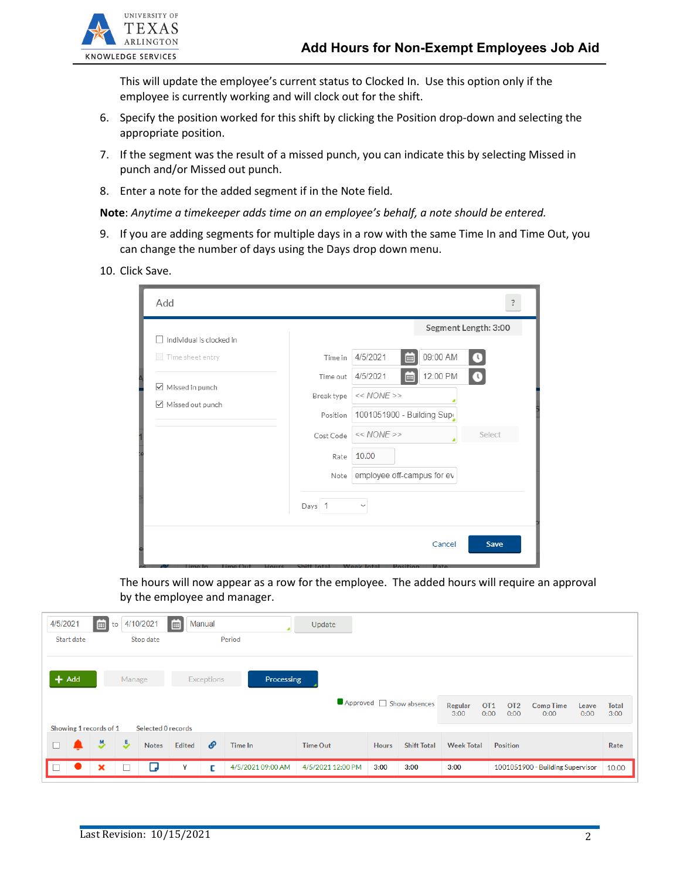This will update the employee's current status to Clocked In. Use this option only if the employee is currently working and will clock out for the shift.

6. Specify the position worked for this shift by clicking the Position drop-down and selecting the appropriate position.
7. If the segment was the result of a missed punch, you can indicate this by selecting Missed in punch and/or Missed out punch.
8. Enter a note for the added segment if in the Note field.

**Note**: *Anytime a timekeeper adds time on an employee's behalf, a note should be entered.*

9. If you are adding segments for multiple days in a row with the same Time In and Time Out, you can change the number of days using the Days drop down menu.
10. Click Save.

The hours will now appear as a row for the employee. The added hours will require an approval by the employee and manager.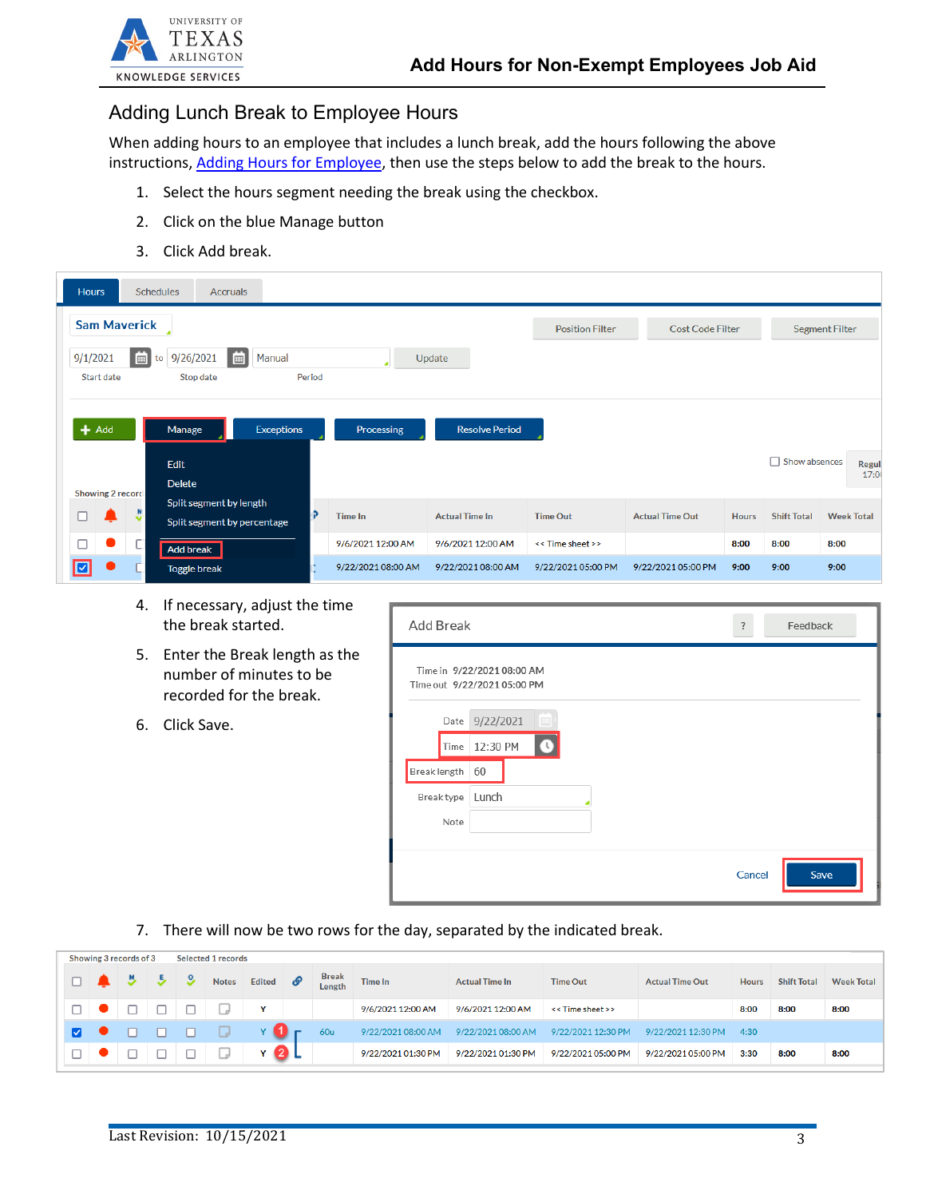## Adding Lunch Break to Employee Hours

When adding hours to an employee that includes a lunch break, add the hours following the above instructions, Adding Hours for Employee, then use the steps below to add the break to the hours.

1. Select the hours segment needing the break using the checkbox.
2. Click on the blue Manage button
3. Click Add break.

4. If necessary, adjust the time the break started.
5. Enter the Break length as the number of minutes to be recorded for the break.
6. Click Save.

7. There will now be two rows for the day, separated by the indicated break.

Last Revision: 10/15/2021